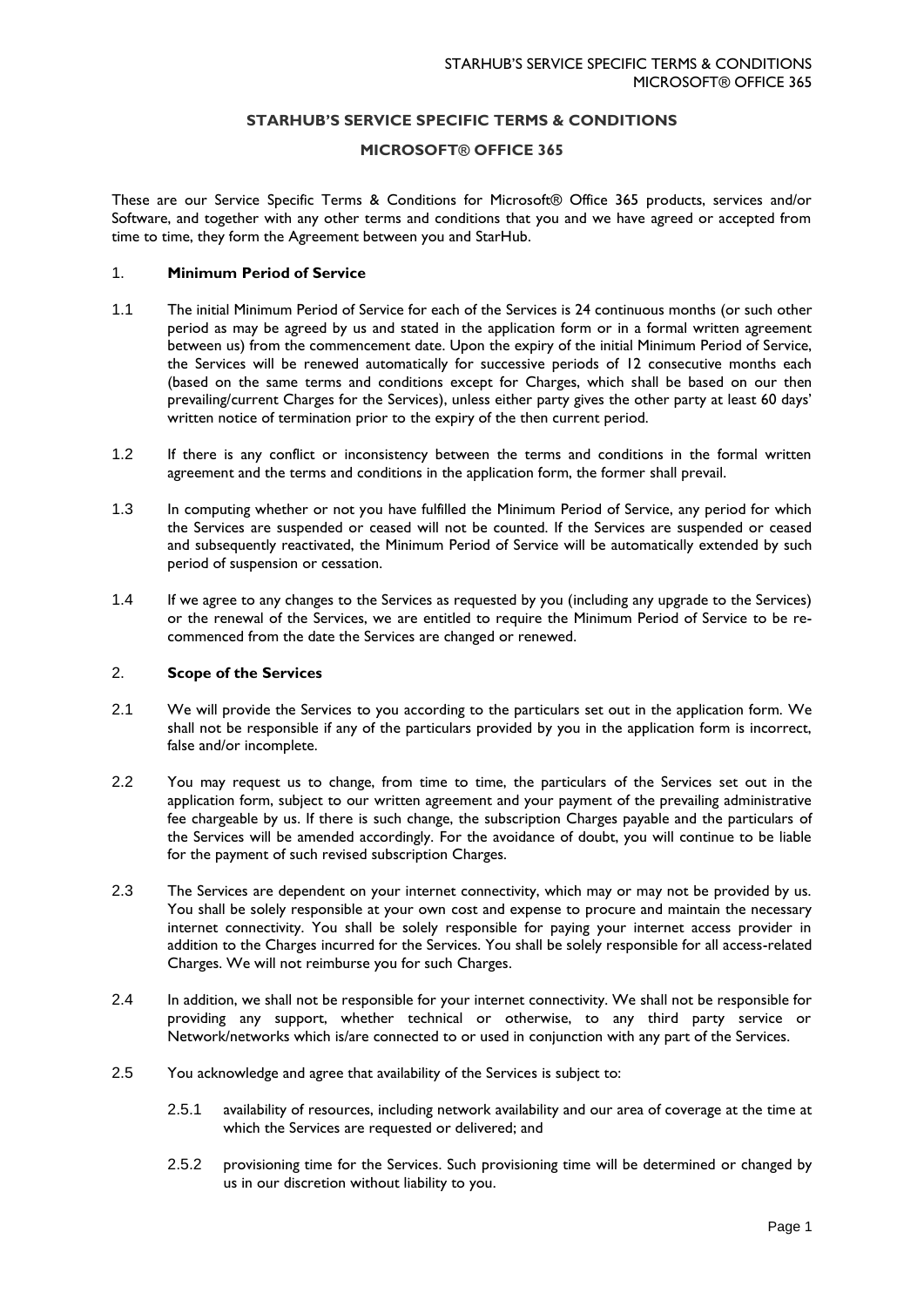# STARHUB'S SERVICE SPECIFIC TERMS & CONDITIONS

## MICROSOFT® OFFICE 365

These are our Service Specific Terms & Conditions for Microsoft® Office 365 products, services and/or Software, and together with any other terms and conditions that you and we have agreed or accepted from time to time, they form the Agreement between you and StarHub.

### 1. Minimum Period of Service

1.1 The initial Minimum Period of Service for each of the Services is 24 continuous months (or such other period as may be agreed by us and stated in the application form or in a formal written agreement between us) from the commencement date. Upon the expiry of the initial Minimum Period of Service, the Services will be renewed automatically for successive periods of 12 consecutive months each (based on the same terms and conditions except for Charges, which shall be based on our then prevailing/current Charges for the Services), unless either party gives the other party at least 60 days' written notice of termination prior to the expiry of the then current period.

1.2 If there is any conflict or inconsistency between the terms and conditions in the formal written agreement and the terms and conditions in the application form, the former shall prevail.

1.3 In computing whether or not you have fulfilled the Minimum Period of Service, any period for which the Services are suspended or ceased will not be counted. If the Services are suspended or ceased and subsequently reactivated, the Minimum Period of Service will be automatically extended by such period of suspension or cessation.

1.4 If we agree to any changes to the Services as requested by you (including any upgrade to the Services) or the renewal of the Services, we are entitled to require the Minimum Period of Service to be re-commenced from the date the Services are changed or renewed.

### 2. Scope of the Services

2.1 We will provide the Services to you according to the particulars set out in the application form. We shall not be responsible if any of the particulars provided by you in the application form is incorrect, false and/or incomplete.

2.2 You may request us to change, from time to time, the particulars of the Services set out in the application form, subject to our written agreement and your payment of the prevailing administrative fee chargeable by us. If there is such change, the subscription Charges payable and the particulars of the Services will be amended accordingly. For the avoidance of doubt, you will continue to be liable for the payment of such revised subscription Charges.

2.3 The Services are dependent on your internet connectivity, which may or may not be provided by us. You shall be solely responsible at your own cost and expense to procure and maintain the necessary internet connectivity. You shall be solely responsible for paying your internet access provider in addition to the Charges incurred for the Services. You shall be solely responsible for all access-related Charges. We will not reimburse you for such Charges.

2.4 In addition, we shall not be responsible for your internet connectivity. We shall not be responsible for providing any support, whether technical or otherwise, to any third party service or Network/networks which is/are connected to or used in conjunction with any part of the Services.

2.5 You acknowledge and agree that availability of the Services is subject to:

2.5.1 availability of resources, including network availability and our area of coverage at the time at which the Services are requested or delivered; and

2.5.2 provisioning time for the Services. Such provisioning time will be determined or changed by us in our discretion without liability to you.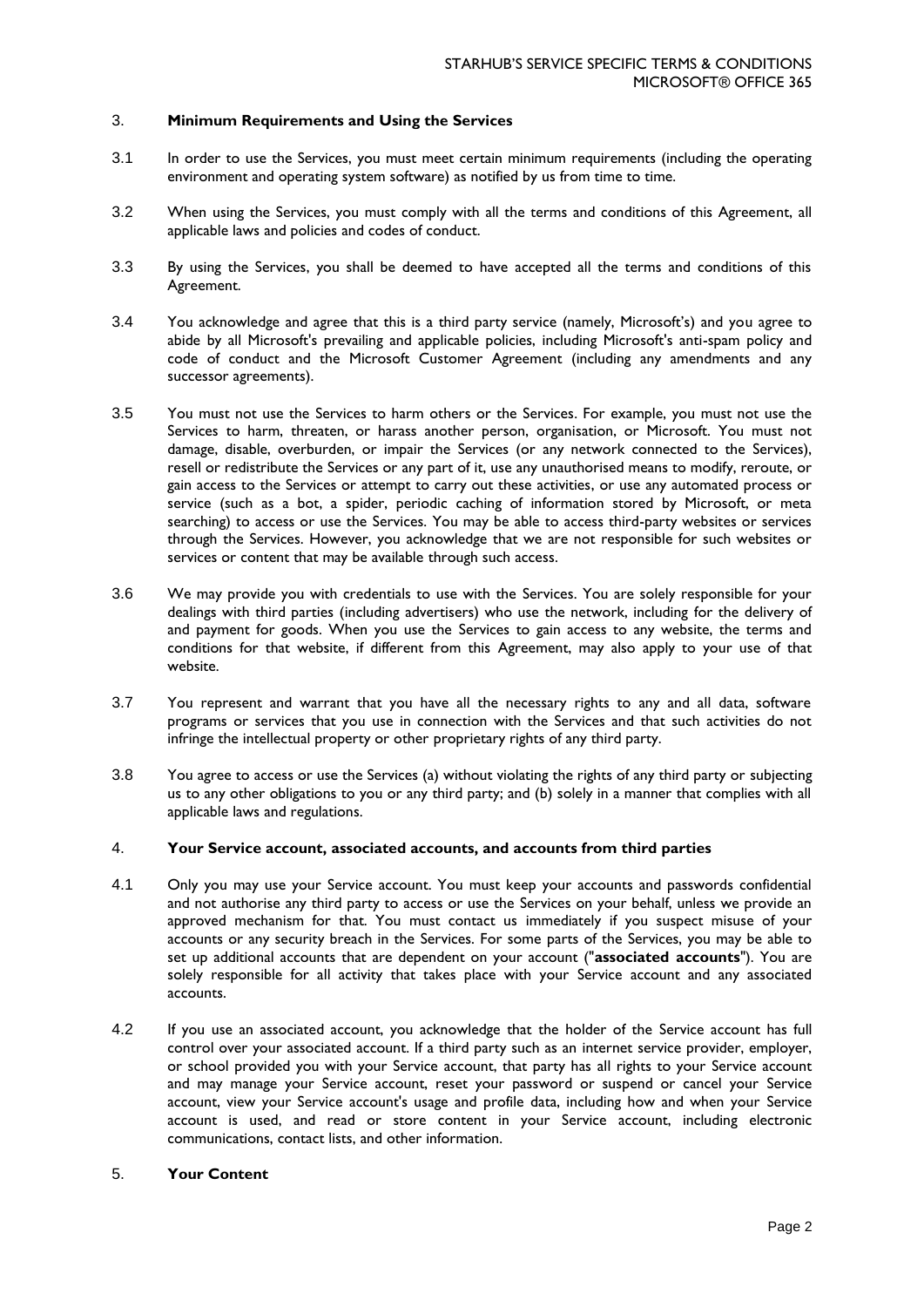## 3. **Minimum Requirements and Using the Services**

3.1 In order to use the Services, you must meet certain minimum requirements (including the operating environment and operating system software) as notified by us from time to time.

3.2 When using the Services, you must comply with all the terms and conditions of this Agreement, all applicable laws and policies and codes of conduct.

3.3 By using the Services, you shall be deemed to have accepted all the terms and conditions of this Agreement.

3.4 You acknowledge and agree that this is a third party service (namely, Microsoft's) and you agree to abide by all Microsoft's prevailing and applicable policies, including Microsoft's anti-spam policy and code of conduct and the Microsoft Customer Agreement (including any amendments and any successor agreements).

3.5 You must not use the Services to harm others or the Services. For example, you must not use the Services to harm, threaten, or harass another person, organisation, or Microsoft. You must not damage, disable, overburden, or impair the Services (or any network connected to the Services), resell or redistribute the Services or any part of it, use any unauthorised means to modify, reroute, or gain access to the Services or attempt to carry out these activities, or use any automated process or service (such as a bot, a spider, periodic caching of information stored by Microsoft, or meta searching) to access or use the Services. You may be able to access third-party websites or services through the Services. However, you acknowledge that we are not responsible for such websites or services or content that may be available through such access.

3.6 We may provide you with credentials to use with the Services. You are solely responsible for your dealings with third parties (including advertisers) who use the network, including for the delivery of and payment for goods. When you use the Services to gain access to any website, the terms and conditions for that website, if different from this Agreement, may also apply to your use of that website.

3.7 You represent and warrant that you have all the necessary rights to any and all data, software programs or services that you use in connection with the Services and that such activities do not infringe the intellectual property or other proprietary rights of any third party.

3.8 You agree to access or use the Services (a) without violating the rights of any third party or subjecting us to any other obligations to you or any third party; and (b) solely in a manner that complies with all applicable laws and regulations.

## 4. **Your Service account, associated accounts, and accounts from third parties**

4.1 Only you may use your Service account. You must keep your accounts and passwords confidential and not authorise any third party to access or use the Services on your behalf, unless we provide an approved mechanism for that. You must contact us immediately if you suspect misuse of your accounts or any security breach in the Services. For some parts of the Services, you may be able to set up additional accounts that are dependent on your account ("**associated accounts**"). You are solely responsible for all activity that takes place with your Service account and any associated accounts.

4.2 If you use an associated account, you acknowledge that the holder of the Service account has full control over your associated account. If a third party such as an internet service provider, employer, or school provided you with your Service account, that party has all rights to your Service account and may manage your Service account, reset your password or suspend or cancel your Service account, view your Service account's usage and profile data, including how and when your Service account is used, and read or store content in your Service account, including electronic communications, contact lists, and other information.

## 5. **Your Content**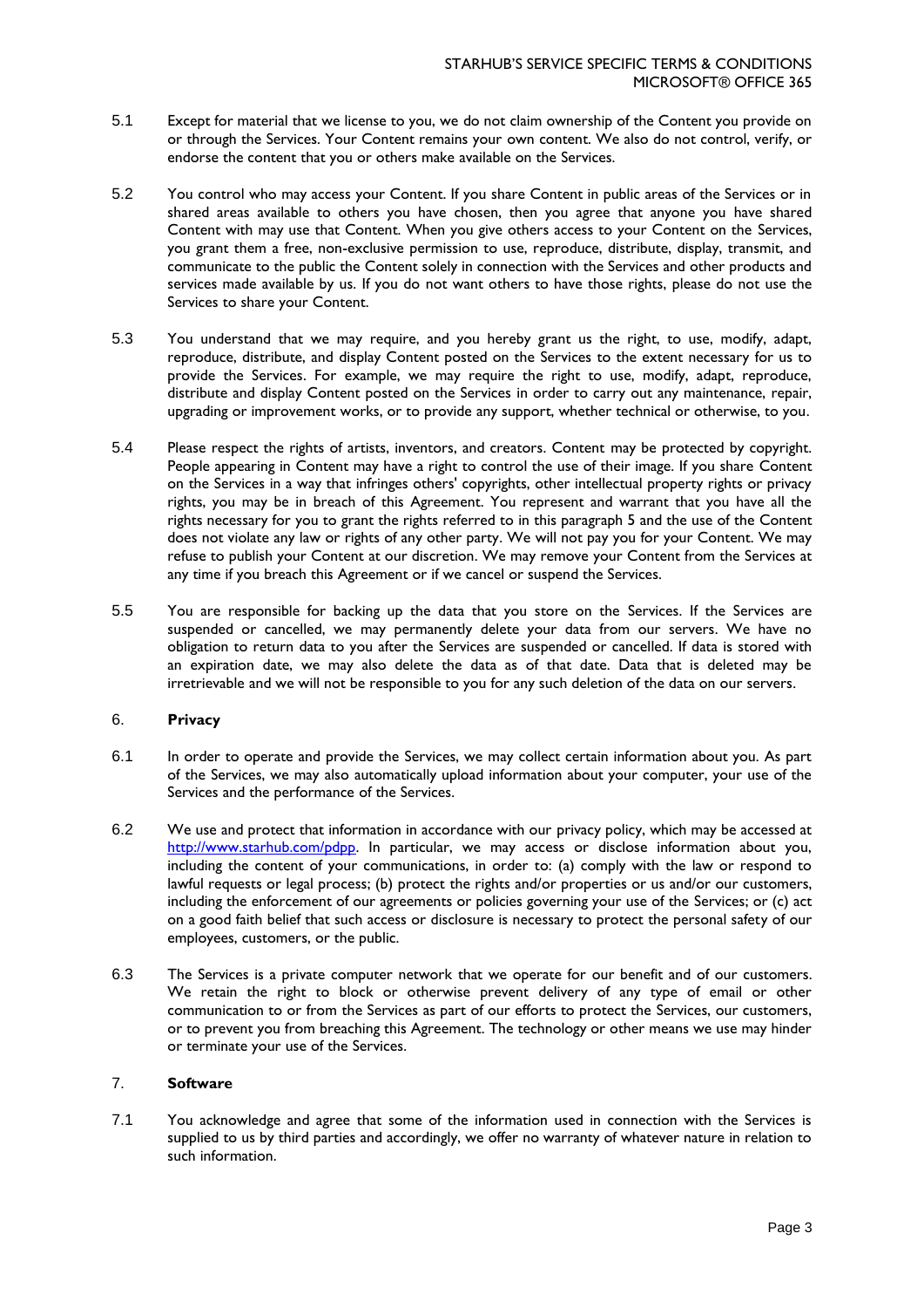5.1 Except for material that we license to you, we do not claim ownership of the Content you provide on or through the Services. Your Content remains your own content. We also do not control, verify, or endorse the content that you or others make available on the Services.

5.2 You control who may access your Content. If you share Content in public areas of the Services or in shared areas available to others you have chosen, then you agree that anyone you have shared Content with may use that Content. When you give others access to your Content on the Services, you grant them a free, non-exclusive permission to use, reproduce, distribute, display, transmit, and communicate to the public the Content solely in connection with the Services and other products and services made available by us. If you do not want others to have those rights, please do not use the Services to share your Content.

5.3 You understand that we may require, and you hereby grant us the right, to use, modify, adapt, reproduce, distribute, and display Content posted on the Services to the extent necessary for us to provide the Services. For example, we may require the right to use, modify, adapt, reproduce, distribute and display Content posted on the Services in order to carry out any maintenance, repair, upgrading or improvement works, or to provide any support, whether technical or otherwise, to you.

5.4 Please respect the rights of artists, inventors, and creators. Content may be protected by copyright. People appearing in Content may have a right to control the use of their image. If you share Content on the Services in a way that infringes others' copyrights, other intellectual property rights or privacy rights, you may be in breach of this Agreement. You represent and warrant that you have all the rights necessary for you to grant the rights referred to in this paragraph 5 and the use of the Content does not violate any law or rights of any other party. We will not pay you for your Content. We may refuse to publish your Content at our discretion. We may remove your Content from the Services at any time if you breach this Agreement or if we cancel or suspend the Services.

5.5 You are responsible for backing up the data that you store on the Services. If the Services are suspended or cancelled, we may permanently delete your data from our servers. We have no obligation to return data to you after the Services are suspended or cancelled. If data is stored with an expiration date, we may also delete the data as of that date. Data that is deleted may be irretrievable and we will not be responsible to you for any such deletion of the data on our servers.

## 6. Privacy

6.1 In order to operate and provide the Services, we may collect certain information about you. As part of the Services, we may also automatically upload information about your computer, your use of the Services and the performance of the Services.

6.2 We use and protect that information in accordance with our privacy policy, which may be accessed at [http://www.starhub.com/pdpp](http://www.starhub.com/pdpp). In particular, we may access or disclose information about you, including the content of your communications, in order to: (a) comply with the law or respond to lawful requests or legal process; (b) protect the rights and/or properties or us and/or our customers, including the enforcement of our agreements or policies governing your use of the Services; or (c) act on a good faith belief that such access or disclosure is necessary to protect the personal safety of our employees, customers, or the public.

6.3 The Services is a private computer network that we operate for our benefit and of our customers. We retain the right to block or otherwise prevent delivery of any type of email or other communication to or from the Services as part of our efforts to protect the Services, our customers, or to prevent you from breaching this Agreement. The technology or other means we use may hinder or terminate your use of the Services.

## 7. Software

7.1 You acknowledge and agree that some of the information used in connection with the Services is supplied to us by third parties and accordingly, we offer no warranty of whatever nature in relation to such information.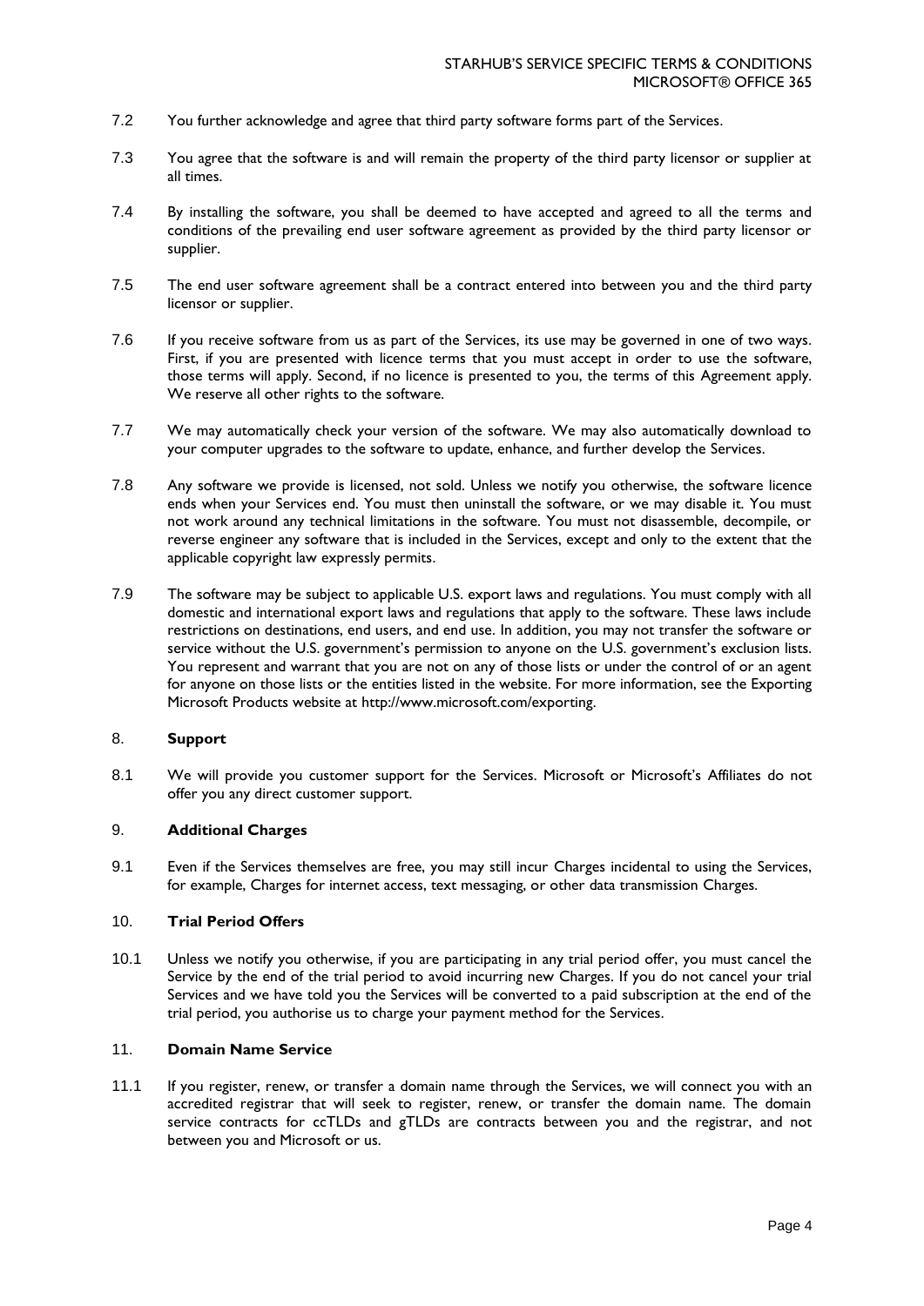7.2 You further acknowledge and agree that third party software forms part of the Services.

7.3 You agree that the software is and will remain the property of the third party licensor or supplier at all times.

7.4 By installing the software, you shall be deemed to have accepted and agreed to all the terms and conditions of the prevailing end user software agreement as provided by the third party licensor or supplier.

7.5 The end user software agreement shall be a contract entered into between you and the third party licensor or supplier.

7.6 If you receive software from us as part of the Services, its use may be governed in one of two ways. First, if you are presented with licence terms that you must accept in order to use the software, those terms will apply. Second, if no licence is presented to you, the terms of this Agreement apply. We reserve all other rights to the software.

7.7 We may automatically check your version of the software. We may also automatically download to your computer upgrades to the software to update, enhance, and further develop the Services.

7.8 Any software we provide is licensed, not sold. Unless we notify you otherwise, the software licence ends when your Services end. You must then uninstall the software, or we may disable it. You must not work around any technical limitations in the software. You must not disassemble, decompile, or reverse engineer any software that is included in the Services, except and only to the extent that the applicable copyright law expressly permits.

7.9 The software may be subject to applicable U.S. export laws and regulations. You must comply with all domestic and international export laws and regulations that apply to the software. These laws include restrictions on destinations, end users, and end use. In addition, you may not transfer the software or service without the U.S. government's permission to anyone on the U.S. government's exclusion lists. You represent and warrant that you are not on any of those lists or under the control of or an agent for anyone on those lists or the entities listed in the website. For more information, see the Exporting Microsoft Products website at http://www.microsoft.com/exporting.

## 8. Support

8.1 We will provide you customer support for the Services. Microsoft or Microsoft's Affiliates do not offer you any direct customer support.

## 9. Additional Charges

9.1 Even if the Services themselves are free, you may still incur Charges incidental to using the Services, for example, Charges for internet access, text messaging, or other data transmission Charges.

## 10. Trial Period Offers

10.1 Unless we notify you otherwise, if you are participating in any trial period offer, you must cancel the Service by the end of the trial period to avoid incurring new Charges. If you do not cancel your trial Services and we have told you the Services will be converted to a paid subscription at the end of the trial period, you authorise us to charge your payment method for the Services.

## 11. Domain Name Service

11.1 If you register, renew, or transfer a domain name through the Services, we will connect you with an accredited registrar that will seek to register, renew, or transfer the domain name. The domain service contracts for ccTLDs and gTLDs are contracts between you and the registrar, and not between you and Microsoft or us.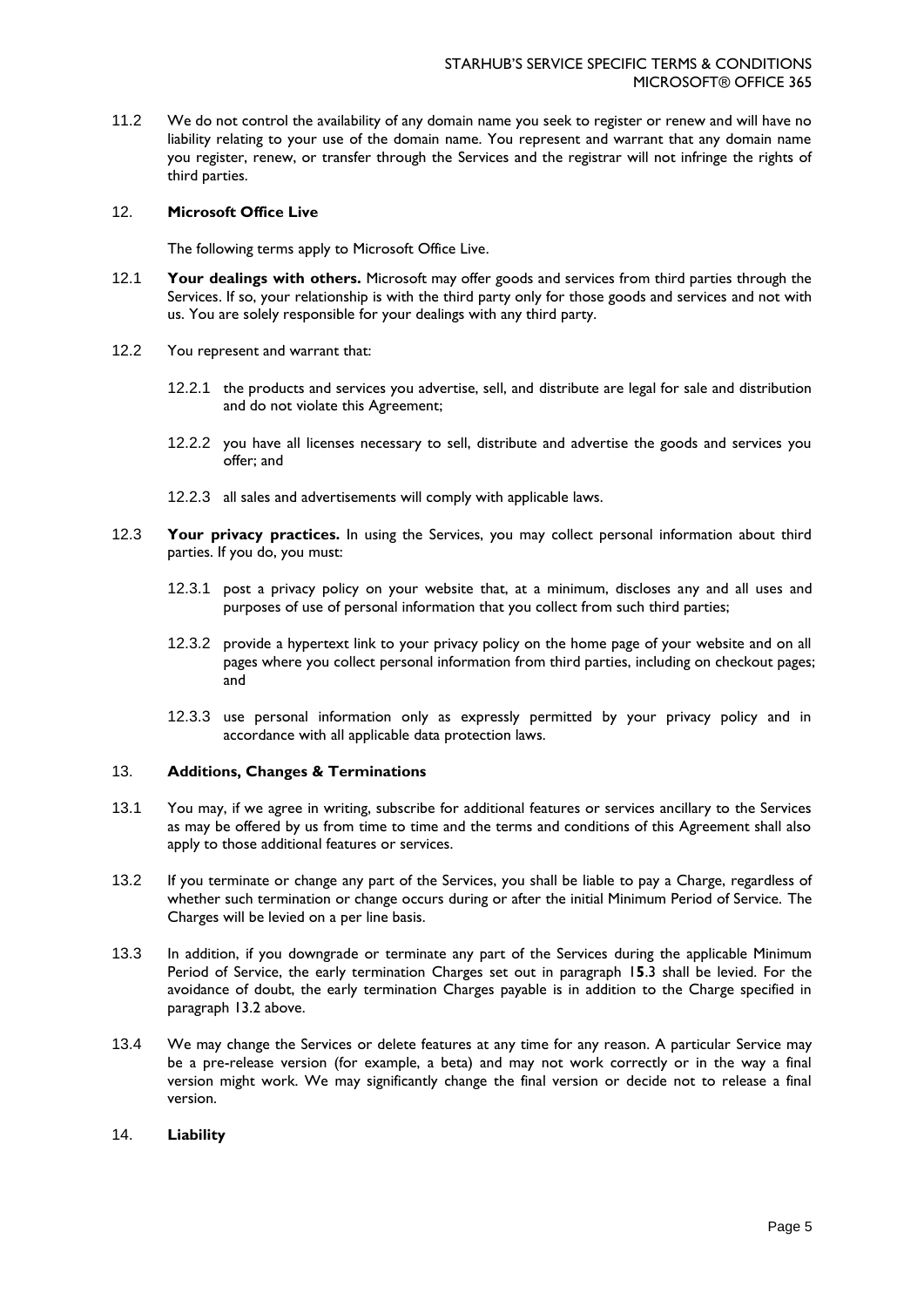11.2 We do not control the availability of any domain name you seek to register or renew and will have no liability relating to your use of the domain name. You represent and warrant that any domain name you register, renew, or transfer through the Services and the registrar will not infringe the rights of third parties.

## 12. **Microsoft Office Live**

The following terms apply to Microsoft Office Live.

12.1 **Your dealings with others.** Microsoft may offer goods and services from third parties through the Services. If so, your relationship is with the third party only for those goods and services and not with us. You are solely responsible for your dealings with any third party.

12.2 You represent and warrant that:

12.2.1 the products and services you advertise, sell, and distribute are legal for sale and distribution and do not violate this Agreement;

12.2.2 you have all licenses necessary to sell, distribute and advertise the goods and services you offer; and

12.2.3 all sales and advertisements will comply with applicable laws.

12.3 **Your privacy practices.** In using the Services, you may collect personal information about third parties. If you do, you must:

12.3.1 post a privacy policy on your website that, at a minimum, discloses any and all uses and purposes of use of personal information that you collect from such third parties;

12.3.2 provide a hypertext link to your privacy policy on the home page of your website and on all pages where you collect personal information from third parties, including on checkout pages; and

12.3.3 use personal information only as expressly permitted by your privacy policy and in accordance with all applicable data protection laws.

## 13. **Additions, Changes & Terminations**

13.1 You may, if we agree in writing, subscribe for additional features or services ancillary to the Services as may be offered by us from time to time and the terms and conditions of this Agreement shall also apply to those additional features or services.

13.2 If you terminate or change any part of the Services, you shall be liable to pay a Charge, regardless of whether such termination or change occurs during or after the initial Minimum Period of Service. The Charges will be levied on a per line basis.

13.3 In addition, if you downgrade or terminate any part of the Services during the applicable Minimum Period of Service, the early termination Charges set out in paragraph 1**5**.3 shall be levied. For the avoidance of doubt, the early termination Charges payable is in addition to the Charge specified in paragraph 13.2 above.

13.4 We may change the Services or delete features at any time for any reason. A particular Service may be a pre-release version (for example, a beta) and may not work correctly or in the way a final version might work. We may significantly change the final version or decide not to release a final version.

## 14. **Liability**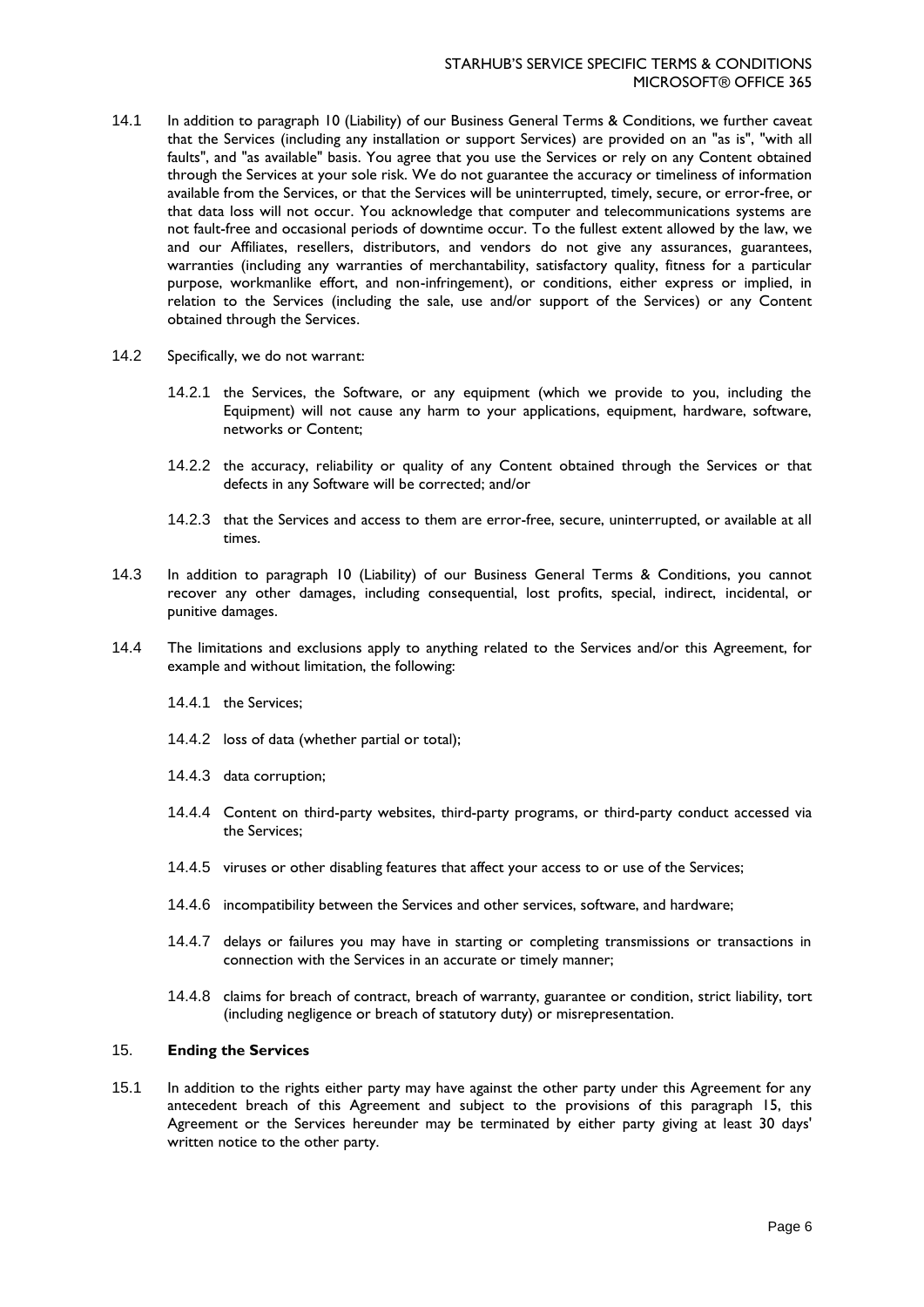14.1 In addition to paragraph 10 (Liability) of our Business General Terms & Conditions, we further caveat that the Services (including any installation or support Services) are provided on an "as is", "with all faults", and "as available" basis. You agree that you use the Services or rely on any Content obtained through the Services at your sole risk. We do not guarantee the accuracy or timeliness of information available from the Services, or that the Services will be uninterrupted, timely, secure, or error-free, or that data loss will not occur. You acknowledge that computer and telecommunications systems are not fault-free and occasional periods of downtime occur. To the fullest extent allowed by the law, we and our Affiliates, resellers, distributors, and vendors do not give any assurances, guarantees, warranties (including any warranties of merchantability, satisfactory quality, fitness for a particular purpose, workmanlike effort, and non-infringement), or conditions, either express or implied, in relation to the Services (including the sale, use and/or support of the Services) or any Content obtained through the Services.

14.2 Specifically, we do not warrant:

14.2.1 the Services, the Software, or any equipment (which we provide to you, including the Equipment) will not cause any harm to your applications, equipment, hardware, software, networks or Content;

14.2.2 the accuracy, reliability or quality of any Content obtained through the Services or that defects in any Software will be corrected; and/or

14.2.3 that the Services and access to them are error-free, secure, uninterrupted, or available at all times.

14.3 In addition to paragraph 10 (Liability) of our Business General Terms & Conditions, you cannot recover any other damages, including consequential, lost profits, special, indirect, incidental, or punitive damages.

14.4 The limitations and exclusions apply to anything related to the Services and/or this Agreement, for example and without limitation, the following:

14.4.1 the Services;

14.4.2 loss of data (whether partial or total);

14.4.3 data corruption;

14.4.4 Content on third-party websites, third-party programs, or third-party conduct accessed via the Services;

14.4.5 viruses or other disabling features that affect your access to or use of the Services;

14.4.6 incompatibility between the Services and other services, software, and hardware;

14.4.7 delays or failures you may have in starting or completing transmissions or transactions in connection with the Services in an accurate or timely manner;

14.4.8 claims for breach of contract, breach of warranty, guarantee or condition, strict liability, tort (including negligence or breach of statutory duty) or misrepresentation.

## 15. Ending the Services

15.1 In addition to the rights either party may have against the other party under this Agreement for any antecedent breach of this Agreement and subject to the provisions of this paragraph 15, this Agreement or the Services hereunder may be terminated by either party giving at least 30 days' written notice to the other party.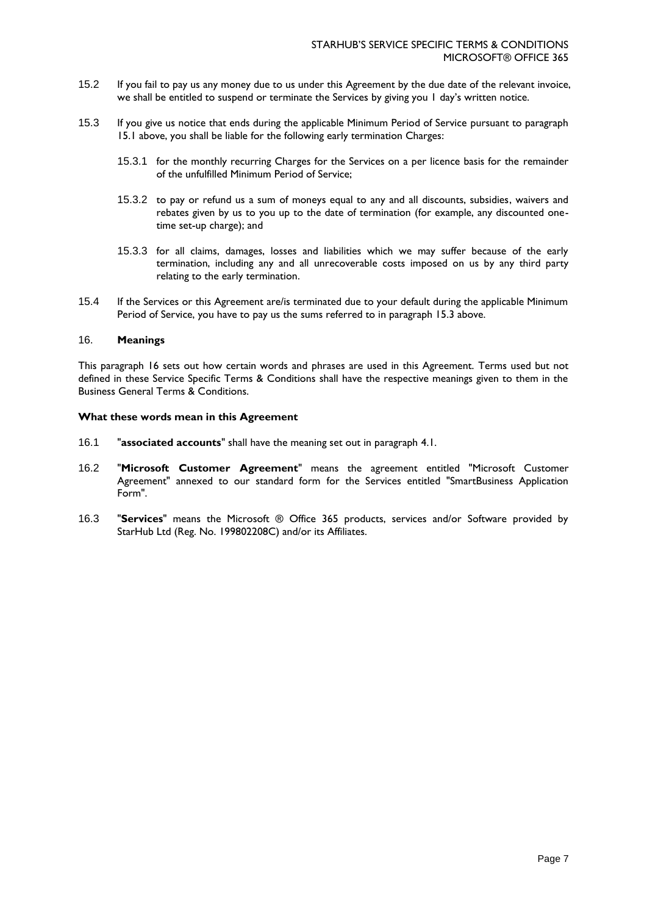15.2 If you fail to pay us any money due to us under this Agreement by the due date of the relevant invoice, we shall be entitled to suspend or terminate the Services by giving you 1 day's written notice.

15.3 If you give us notice that ends during the applicable Minimum Period of Service pursuant to paragraph 15.1 above, you shall be liable for the following early termination Charges:

15.3.1 for the monthly recurring Charges for the Services on a per licence basis for the remainder of the unfulfilled Minimum Period of Service;

15.3.2 to pay or refund us a sum of moneys equal to any and all discounts, subsidies, waivers and rebates given by us to you up to the date of termination (for example, any discounted one-time set-up charge); and

15.3.3 for all claims, damages, losses and liabilities which we may suffer because of the early termination, including any and all unrecoverable costs imposed on us by any third party relating to the early termination.

15.4 If the Services or this Agreement are/is terminated due to your default during the applicable Minimum Period of Service, you have to pay us the sums referred to in paragraph 15.3 above.

## 16. **Meanings**

This paragraph 16 sets out how certain words and phrases are used in this Agreement. Terms used but not defined in these Service Specific Terms & Conditions shall have the respective meanings given to them in the Business General Terms & Conditions.

**What these words mean in this Agreement**

16.1 "**associated accounts**" shall have the meaning set out in paragraph 4.1.

16.2 "**Microsoft Customer Agreement**" means the agreement entitled "Microsoft Customer Agreement" annexed to our standard form for the Services entitled "SmartBusiness Application Form".

16.3 "**Services**" means the Microsoft ® Office 365 products, services and/or Software provided by StarHub Ltd (Reg. No. 199802208C) and/or its Affiliates.